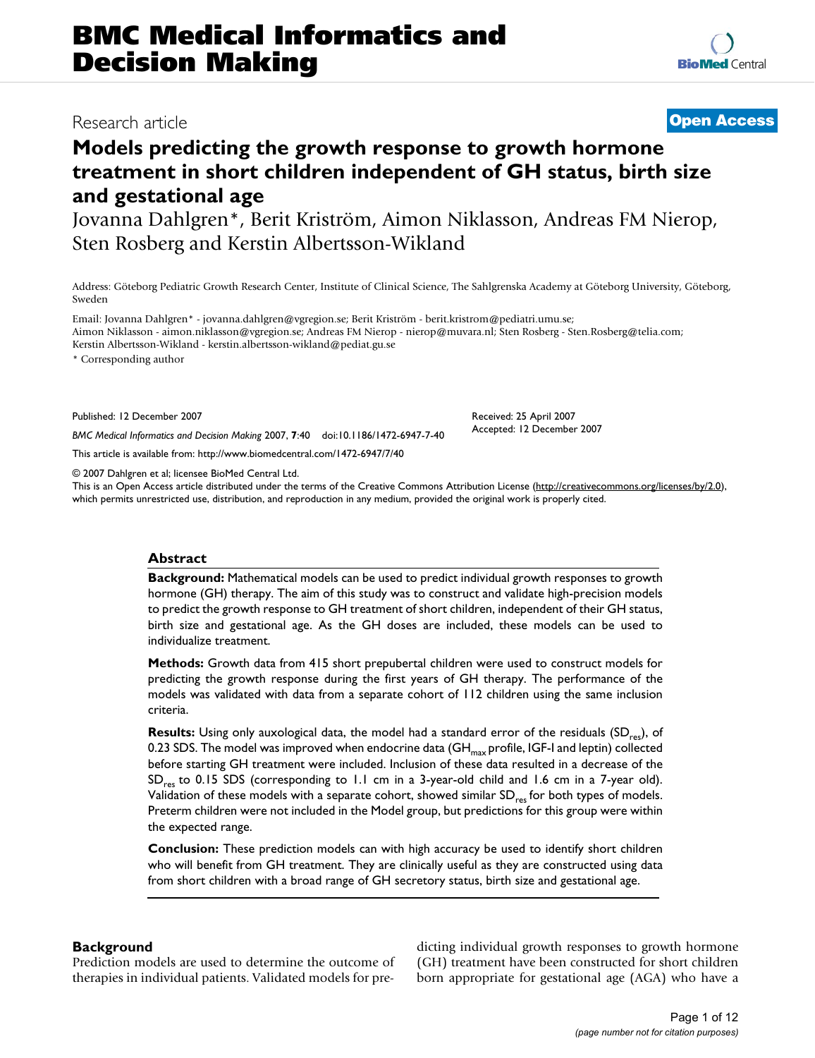# Models predicting the growth response to growth hormone treatment in short children independent of GH status, birth size and gestational age

Research article — Open Access

Jovanna Dahlgren*, Berit Kriström, Aimon Niklasson, Andreas FM Nierop, Sten Rosberg and Kerstin Albertsson-Wikland

Address: Göteborg Pediatric Growth Research Center, Institute of Clinical Science, The Sahlgrenska Academy at Göteborg University, Göteborg, Sweden

Email: Jovanna Dahlgren* - jovanna.dahlgren@vgregion.se; Berit Kriström - berit.kristrom@pediatri.umu.se; Aimon Niklasson - aimon.niklasson@vgregion.se; Andreas FM Nierop - nierop@muvara.nl; Sten Rosberg - Sten.Rosberg@telia.com; Kerstin Albertsson-Wikland - kerstin.albertsson-wikland@pediat.gu.se

\* Corresponding author

Published: 12 December 2007

*BMC Medical Informatics and Decision Making* 2007, **7**:40 doi:10.1186/1472-6947-7-40

This article is available from: http://www.biomedcentral.com/1472-6947/7/40

Received: 25 April 2007
Accepted: 12 December 2007

© 2007 Dahlgren et al; licensee BioMed Central Ltd.
This is an Open Access article distributed under the terms of the Creative Commons Attribution License (http://creativecommons.org/licenses/by/2.0), which permits unrestricted use, distribution, and reproduction in any medium, provided the original work is properly cited.

## Abstract

**Background:** Mathematical models can be used to predict individual growth responses to growth hormone (GH) therapy. The aim of this study was to construct and validate high-precision models to predict the growth response to GH treatment of short children, independent of their GH status, birth size and gestational age. As the GH doses are included, these models can be used to individualize treatment.

**Methods:** Growth data from 415 short prepubertal children were used to construct models for predicting the growth response during the first years of GH therapy. The performance of the models was validated with data from a separate cohort of 112 children using the same inclusion criteria.

**Results:** Using only auxological data, the model had a standard error of the residuals ($SD_{res}$), of 0.23 SDS. The model was improved when endocrine data ($GH_{max}$ profile, IGF-I and leptin) collected before starting GH treatment were included. Inclusion of these data resulted in a decrease of the $SD_{res}$ to 0.15 SDS (corresponding to 1.1 cm in a 3-year-old child and 1.6 cm in a 7-year old). Validation of these models with a separate cohort, showed similar $SD_{res}$ for both types of models. Preterm children were not included in the Model group, but predictions for this group were within the expected range.

**Conclusion:** These prediction models can with high accuracy be used to identify short children who will benefit from GH treatment. They are clinically useful as they are constructed using data from short children with a broad range of GH secretory status, birth size and gestational age.

## Background

Prediction models are used to determine the outcome of therapies in individual patients. Validated models for predicting individual growth responses to growth hormone (GH) treatment have been constructed for short children born appropriate for gestational age (AGA) who have a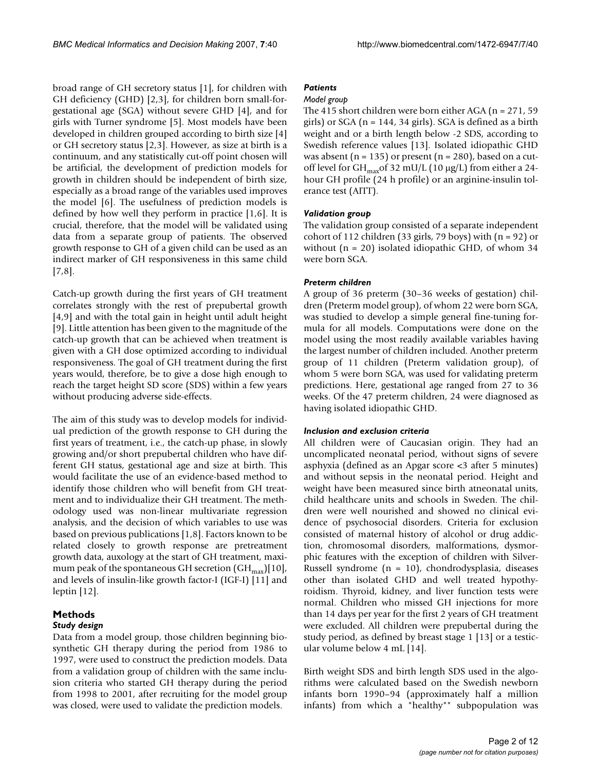broad range of GH secretory status [1], for children with GH deficiency (GHD) [2,3], for children born small-for-gestational age (SGA) without severe GHD [4], and for girls with Turner syndrome [5]. Most models have been developed in children grouped according to birth size [4] or GH secretory status [2,3]. However, as size at birth is a continuum, and any statistically cut-off point chosen will be artificial, the development of prediction models for growth in children should be independent of birth size, especially as a broad range of the variables used improves the model [6]. The usefulness of prediction models is defined by how well they perform in practice [1,6]. It is crucial, therefore, that the model will be validated using data from a separate group of patients. The observed growth response to GH of a given child can be used as an indirect marker of GH responsiveness in this same child [7,8].

Catch-up growth during the first years of GH treatment correlates strongly with the rest of prepubertal growth [4,9] and with the total gain in height until adult height [9]. Little attention has been given to the magnitude of the catch-up growth that can be achieved when treatment is given with a GH dose optimized according to individual responsiveness. The goal of GH treatment during the first years would, therefore, be to give a dose high enough to reach the target height SD score (SDS) within a few years without producing adverse side-effects.

The aim of this study was to develop models for individual prediction of the growth response to GH during the first years of treatment, i.e., the catch-up phase, in slowly growing and/or short prepubertal children who have different GH status, gestational age and size at birth. This would facilitate the use of an evidence-based method to identify those children who will benefit from GH treatment and to individualize their GH treatment. The methodology used was non-linear multivariate regression analysis, and the decision of which variables to use was based on previous publications [1,8]. Factors known to be related closely to growth response are pretreatment growth data, auxology at the start of GH treatment, maximum peak of the spontaneous GH secretion ($GH_{max}$)[10], and levels of insulin-like growth factor-I (IGF-I) [11] and leptin [12].

## Methods

### Study design

Data from a model group, those children beginning biosynthetic GH therapy during the period from 1986 to 1997, were used to construct the prediction models. Data from a validation group of children with the same inclusion criteria who started GH therapy during the period from 1998 to 2001, after recruiting for the model group was closed, were used to validate the prediction models.

### Patients

#### *Model group*

The 415 short children were born either AGA (n = 271, 59 girls) or SGA (n = 144, 34 girls). SGA is defined as a birth weight and or a birth length below -2 SDS, according to Swedish reference values [13]. Isolated idiopathic GHD was absent (n = 135) or present (n = 280), based on a cut-off level for $GH_{max}$of 32 mU/L (10 μg/L) from either a 24-hour GH profile (24 h profile) or an arginine-insulin tolerance test (AITT).

#### *Validation group*

The validation group consisted of a separate independent cohort of 112 children (33 girls, 79 boys) with (n = 92) or without (n = 20) isolated idiopathic GHD, of whom 34 were born SGA.

### Preterm children

A group of 36 preterm (30–36 weeks of gestation) children (Preterm model group), of whom 22 were born SGA, was studied to develop a simple general fine-tuning formula for all models. Computations were done on the model using the most readily available variables having the largest number of children included. Another preterm group of 11 children (Preterm validation group), of whom 5 were born SGA, was used for validating preterm predictions. Here, gestational age ranged from 27 to 36 weeks. Of the 47 preterm children, 24 were diagnosed as having isolated idiopathic GHD.

### Inclusion and exclusion criteria

All children were of Caucasian origin. They had an uncomplicated neonatal period, without signs of severe asphyxia (defined as an Apgar score <3 after 5 minutes) and without sepsis in the neonatal period. Height and weight have been measured since birth atneonatal units, child healthcare units and schools in Sweden. The children were well nourished and showed no clinical evidence of psychosocial disorders. Criteria for exclusion consisted of maternal history of alcohol or drug addiction, chromosomal disorders, malformations, dysmorphic features with the exception of children with Silver-Russell syndrome (n = 10), chondrodysplasia, diseases other than isolated GHD and well treated hypothyroidism. Thyroid, kidney, and liver function tests were normal. Children who missed GH injections for more than 14 days per year for the first 2 years of GH treatment were excluded. All children were prepubertal during the study period, as defined by breast stage 1 [13] or a testicular volume below 4 mL [14].

Birth weight SDS and birth length SDS used in the algorithms were calculated based on the Swedish newborn infants born 1990–94 (approximately half a million infants) from which a "healthy"" subpopulation was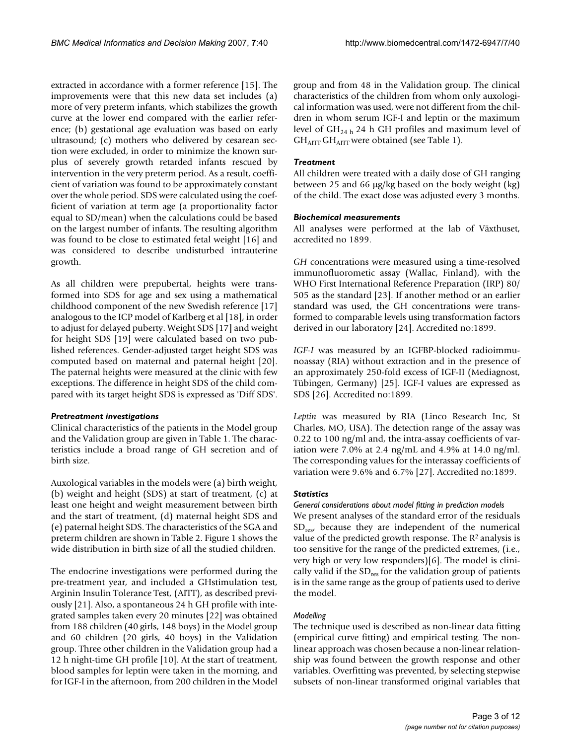extracted in accordance with a former reference [15]. The improvements were that this new data set includes (a) more of very preterm infants, which stabilizes the growth curve at the lower end compared with the earlier reference; (b) gestational age evaluation was based on early ultrasound; (c) mothers who delivered by cesarean section were excluded, in order to minimize the known surplus of severely growth retarded infants rescued by intervention in the very preterm period. As a result, coefficient of variation was found to be approximately constant over the whole period. SDS were calculated using the coefficient of variation at term age (a proportionality factor equal to SD/mean) when the calculations could be based on the largest number of infants. The resulting algorithm was found to be close to estimated fetal weight [16] and was considered to describe undisturbed intrauterine growth.

As all children were prepubertal, heights were transformed into SDS for age and sex using a mathematical childhood component of the new Swedish reference [17] analogous to the ICP model of Karlberg et al [18], in order to adjust for delayed puberty. Weight SDS [17] and weight for height SDS [19] were calculated based on two published references. Gender-adjusted target height SDS was computed based on maternal and paternal height [20]. The paternal heights were measured at the clinic with few exceptions. The difference in height SDS of the child compared with its target height SDS is expressed as 'Diff SDS'.

### *Pretreatment investigations*

Clinical characteristics of the patients in the Model group and the Validation group are given in Table 1. The characteristics include a broad range of GH secretion and of birth size.

Auxological variables in the models were (a) birth weight, (b) weight and height (SDS) at start of treatment, (c) at least one height and weight measurement between birth and the start of treatment, (d) maternal height SDS and (e) paternal height SDS. The characteristics of the SGA and preterm children are shown in Table 2. Figure 1 shows the wide distribution in birth size of all the studied children.

The endocrine investigations were performed during the pre-treatment year, and included a GHstimulation test, Arginin Insulin Tolerance Test, (AITT), as described previously [21]. Also, a spontaneous 24 h GH profile with integrated samples taken every 20 minutes [22] was obtained from 188 children (40 girls, 148 boys) in the Model group and 60 children (20 girls, 40 boys) in the Validation group. Three other children in the Validation group had a 12 h night-time GH profile [10]. At the start of treatment, blood samples for leptin were taken in the morning, and for IGF-I in the afternoon, from 200 children in the Model group and from 48 in the Validation group. The clinical characteristics of the children from whom only auxological information was used, were not different from the children in whom serum IGF-I and leptin or the maximum level of $GH_{24\,h}$ 24 h GH profiles and maximum level of $GH_{AITT}$ $GH_{AITT}$ were obtained (see Table 1).

### *Treatment*

All children were treated with a daily dose of GH ranging between 25 and 66 μg/kg based on the body weight (kg) of the child. The exact dose was adjusted every 3 months.

### *Biochemical measurements*

All analyses were performed at the lab of Växthuset, accredited no 1899.

*GH* concentrations were measured using a time-resolved immunofluorometic assay (Wallac, Finland), with the WHO First International Reference Preparation (IRP) 80/505 as the standard [23]. If another method or an earlier standard was used, the GH concentrations were transformed to comparable levels using transformation factors derived in our laboratory [24]. Accredited no:1899.

*IGF-I* was measured by an IGFBP-blocked radioimmunoassay (RIA) without extraction and in the presence of an approximately 250-fold excess of IGF-II (Mediagnost, Tübingen, Germany) [25]. IGF-I values are expressed as SDS [26]. Accredited no:1899.

*Leptin* was measured by RIA (Linco Research Inc, St Charles, MO, USA). The detection range of the assay was 0.22 to 100 ng/ml and, the intra-assay coefficients of variation were 7.0% at 2.4 ng/mL and 4.9% at 14.0 ng/ml. The corresponding values for the interassay coefficients of variation were 9.6% and 6.7% [27]. Accredited no:1899.

### *Statistics*

#### *General considerations about model fitting in prediction models*

We present analyses of the standard error of the residuals $SD_{res}$, because they are independent of the numerical value of the predicted growth response. The $R^2$ analysis is too sensitive for the range of the predicted extremes, (i.e., very high or very low responders)[6]. The model is clinically valid if the $SD_{res}$ for the validation group of patients is in the same range as the group of patients used to derive the model.

#### *Modelling*

The technique used is described as non-linear data fitting (empirical curve fitting) and empirical testing. The non-linear approach was chosen because a non-linear relationship was found between the growth response and other variables. Overfitting was prevented, by selecting stepwise subsets of non-linear transformed original variables that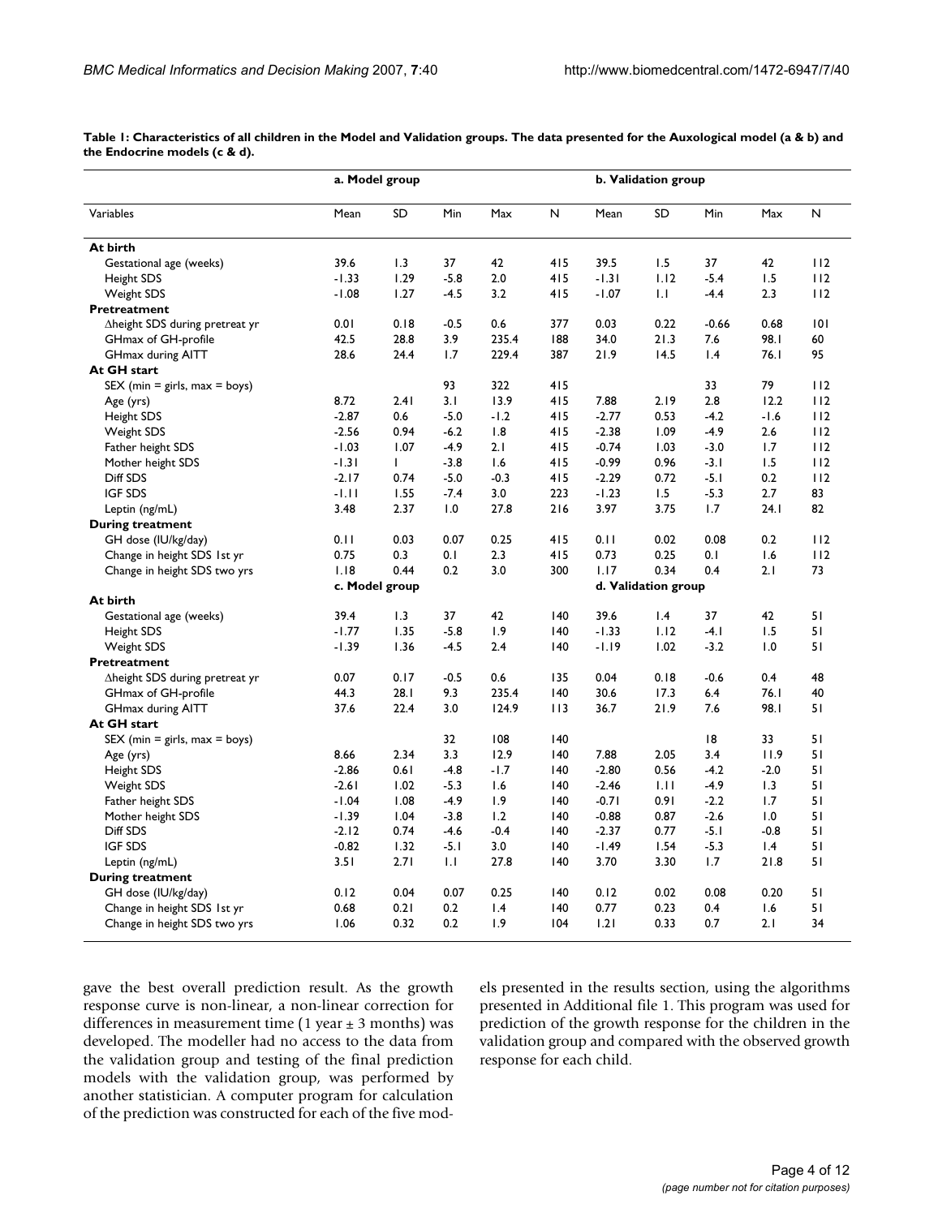**Table 1: Characteristics of all children in the Model and Validation groups. The data presented for the Auxological model (a & b) and the Endocrine models (c & d).**

| | a. Model group | | | | | b. Validation group | | | | |
|---|---|---|---|---|---|---|---|---|---|---|
| Variables | Mean | SD | Min | Max | N | Mean | SD | Min | Max | N |
| **At birth** | | | | | | | | | | |
| Gestational age (weeks) | 39.6 | 1.3 | 37 | 42 | 415 | 39.5 | 1.5 | 37 | 42 | 112 |
| Height SDS | -1.33 | 1.29 | -5.8 | 2.0 | 415 | -1.31 | 1.12 | -5.4 | 1.5 | 112 |
| Weight SDS | -1.08 | 1.27 | -4.5 | 3.2 | 415 | -1.07 | 1.1 | -4.4 | 2.3 | 112 |
| **Pretreatment** | | | | | | | | | | |
| Δheight SDS during pretreat yr | 0.01 | 0.18 | -0.5 | 0.6 | 377 | 0.03 | 0.22 | -0.66 | 0.68 | 101 |
| GHmax of GH-profile | 42.5 | 28.8 | 3.9 | 235.4 | 188 | 34.0 | 21.3 | 7.6 | 98.1 | 60 |
| GHmax during AITT | 28.6 | 24.4 | 1.7 | 229.4 | 387 | 21.9 | 14.5 | 1.4 | 76.1 | 95 |
| **At GH start** | | | | | | | | | | |
| SEX (min = girls, max = boys) | | | 93 | 322 | 415 | | | 33 | 79 | 112 |
| Age (yrs) | 8.72 | 2.41 | 3.1 | 13.9 | 415 | 7.88 | 2.19 | 2.8 | 12.2 | 112 |
| Height SDS | -2.87 | 0.6 | -5.0 | -1.2 | 415 | -2.77 | 0.53 | -4.2 | -1.6 | 112 |
| Weight SDS | -2.56 | 0.94 | -6.2 | 1.8 | 415 | -2.38 | 1.09 | -4.9 | 2.6 | 112 |
| Father height SDS | -1.03 | 1.07 | -4.9 | 2.1 | 415 | -0.74 | 1.03 | -3.0 | 1.7 | 112 |
| Mother height SDS | -1.31 | 1 | -3.8 | 1.6 | 415 | -0.99 | 0.96 | -3.1 | 1.5 | 112 |
| Diff SDS | -2.17 | 0.74 | -5.0 | -0.3 | 415 | -2.29 | 0.72 | -5.1 | 0.2 | 112 |
| IGF SDS | -1.11 | 1.55 | -7.4 | 3.0 | 223 | -1.23 | 1.5 | -5.3 | 2.7 | 83 |
| Leptin (ng/mL) | 3.48 | 2.37 | 1.0 | 27.8 | 216 | 3.97 | 3.75 | 1.7 | 24.1 | 82 |
| **During treatment** | | | | | | | | | | |
| GH dose (IU/kg/day) | 0.11 | 0.03 | 0.07 | 0.25 | 415 | 0.11 | 0.02 | 0.08 | 0.2 | 112 |
| Change in height SDS 1st yr | 0.75 | 0.3 | 0.1 | 2.3 | 415 | 0.73 | 0.25 | 0.1 | 1.6 | 112 |
| Change in height SDS two yrs | 1.18 | 0.44 | 0.2 | 3.0 | 300 | 1.17 | 0.34 | 0.4 | 2.1 | 73 |
| | c. Model group | | | | | d. Validation group | | | | |
| **At birth** | | | | | | | | | | |
| Gestational age (weeks) | 39.4 | 1.3 | 37 | 42 | 140 | 39.6 | 1.4 | 37 | 42 | 51 |
| Height SDS | -1.77 | 1.35 | -5.8 | 1.9 | 140 | -1.33 | 1.12 | -4.1 | 1.5 | 51 |
| Weight SDS | -1.39 | 1.36 | -4.5 | 2.4 | 140 | -1.19 | 1.02 | -3.2 | 1.0 | 51 |
| **Pretreatment** | | | | | | | | | | |
| Δheight SDS during pretreat yr | 0.07 | 0.17 | -0.5 | 0.6 | 135 | 0.04 | 0.18 | -0.6 | 0.4 | 48 |
| GHmax of GH-profile | 44.3 | 28.1 | 9.3 | 235.4 | 140 | 30.6 | 17.3 | 6.4 | 76.1 | 40 |
| GHmax during AITT | 37.6 | 22.4 | 3.0 | 124.9 | 113 | 36.7 | 21.9 | 7.6 | 98.1 | 51 |
| **At GH start** | | | | | | | | | | |
| SEX (min = girls, max = boys) | | | 32 | 108 | 140 | | | 18 | 33 | 51 |
| Age (yrs) | 8.66 | 2.34 | 3.3 | 12.9 | 140 | 7.88 | 2.05 | 3.4 | 11.9 | 51 |
| Height SDS | -2.86 | 0.61 | -4.8 | -1.7 | 140 | -2.80 | 0.56 | -4.2 | -2.0 | 51 |
| Weight SDS | -2.61 | 1.02 | -5.3 | 1.6 | 140 | -2.46 | 1.11 | -4.9 | 1.3 | 51 |
| Father height SDS | -1.04 | 1.08 | -4.9 | 1.9 | 140 | -0.71 | 0.91 | -2.2 | 1.7 | 51 |
| Mother height SDS | -1.39 | 1.04 | -3.8 | 1.2 | 140 | -0.88 | 0.87 | -2.6 | 1.0 | 51 |
| Diff SDS | -2.12 | 0.74 | -4.6 | -0.4 | 140 | -2.37 | 0.77 | -5.1 | -0.8 | 51 |
| IGF SDS | -0.82 | 1.32 | -5.1 | 3.0 | 140 | -1.49 | 1.54 | -5.3 | 1.4 | 51 |
| Leptin (ng/mL) | 3.51 | 2.71 | 1.1 | 27.8 | 140 | 3.70 | 3.30 | 1.7 | 21.8 | 51 |
| **During treatment** | | | | | | | | | | |
| GH dose (IU/kg/day) | 0.12 | 0.04 | 0.07 | 0.25 | 140 | 0.12 | 0.02 | 0.08 | 0.20 | 51 |
| Change in height SDS 1st yr | 0.68 | 0.21 | 0.2 | 1.4 | 140 | 0.77 | 0.23 | 0.4 | 1.6 | 51 |
| Change in height SDS two yrs | 1.06 | 0.32 | 0.2 | 1.9 | 104 | 1.21 | 0.33 | 0.7 | 2.1 | 34 |

gave the best overall prediction result. As the growth response curve is non-linear, a non-linear correction for differences in measurement time (1 year ± 3 months) was developed. The modeller had no access to the data from the validation group and testing of the final prediction models with the validation group, was performed by another statistician. A computer program for calculation of the prediction was constructed for each of the five models presented in the results section, using the algorithms presented in Additional file 1. This program was used for prediction of the growth response for the children in the validation group and compared with the observed growth response for each child.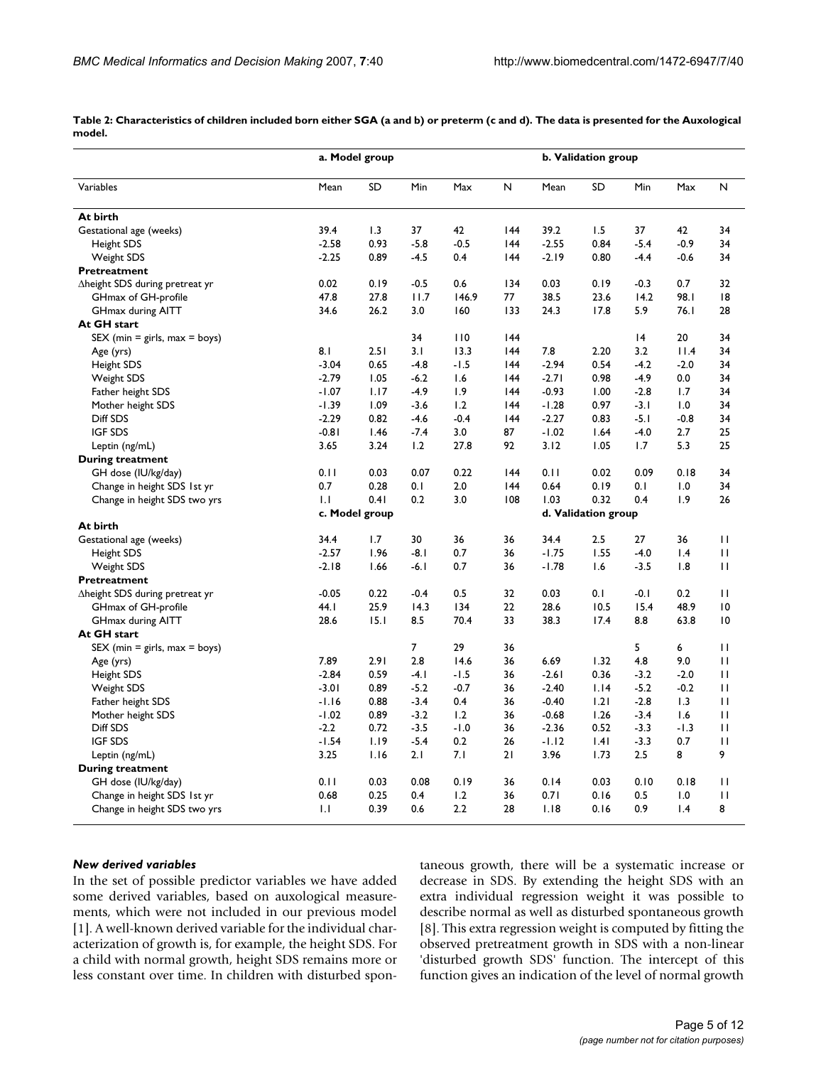**Table 2: Characteristics of children included born either SGA (a and b) or preterm (c and d). The data is presented for the Auxological model.**

| | a. Model group | | | | | b. Validation group | | | | |
|---|---|---|---|---|---|---|---|---|---|---|
| Variables | Mean | SD | Min | Max | N | Mean | SD | Min | Max | N |
| **At birth** | | | | | | | | | | |
| Gestational age (weeks) | 39.4 | 1.3 | 37 | 42 | 144 | 39.2 | 1.5 | 37 | 42 | 34 |
| Height SDS | -2.58 | 0.93 | -5.8 | -0.5 | 144 | -2.55 | 0.84 | -5.4 | -0.9 | 34 |
| Weight SDS | -2.25 | 0.89 | -4.5 | 0.4 | 144 | -2.19 | 0.80 | -4.4 | -0.6 | 34 |
| **Pretreatment** | | | | | | | | | | |
| Δheight SDS during pretreat yr | 0.02 | 0.19 | -0.5 | 0.6 | 134 | 0.03 | 0.19 | -0.3 | 0.7 | 32 |
| GHmax of GH-profile | 47.8 | 27.8 | 11.7 | 146.9 | 77 | 38.5 | 23.6 | 14.2 | 98.1 | 18 |
| GHmax during AITT | 34.6 | 26.2 | 3.0 | 160 | 133 | 24.3 | 17.8 | 5.9 | 76.1 | 28 |
| **At GH start** | | | | | | | | | | |
| SEX (min = girls, max = boys) | | | 34 | 110 | 144 | | | 14 | 20 | 34 |
| Age (yrs) | 8.1 | 2.51 | 3.1 | 13.3 | 144 | 7.8 | 2.20 | 3.2 | 11.4 | 34 |
| Height SDS | -3.04 | 0.65 | -4.8 | -1.5 | 144 | -2.94 | 0.54 | -4.2 | -2.0 | 34 |
| Weight SDS | -2.79 | 1.05 | -6.2 | 1.6 | 144 | -2.71 | 0.98 | -4.9 | 0.0 | 34 |
| Father height SDS | -1.07 | 1.17 | -4.9 | 1.9 | 144 | -0.93 | 1.00 | -2.8 | 1.7 | 34 |
| Mother height SDS | -1.39 | 1.09 | -3.6 | 1.2 | 144 | -1.28 | 0.97 | -3.1 | 1.0 | 34 |
| Diff SDS | -2.29 | 0.82 | -4.6 | -0.4 | 144 | -2.27 | 0.83 | -5.1 | -0.8 | 34 |
| IGF SDS | -0.81 | 1.46 | -7.4 | 3.0 | 87 | -1.02 | 1.64 | -4.0 | 2.7 | 25 |
| Leptin (ng/mL) | 3.65 | 3.24 | 1.2 | 27.8 | 92 | 3.12 | 1.05 | 1.7 | 5.3 | 25 |
| **During treatment** | | | | | | | | | | |
| GH dose (IU/kg/day) | 0.11 | 0.03 | 0.07 | 0.22 | 144 | 0.11 | 0.02 | 0.09 | 0.18 | 34 |
| Change in height SDS 1st yr | 0.7 | 0.28 | 0.1 | 2.0 | 144 | 0.64 | 0.19 | 0.1 | 1.0 | 34 |
| Change in height SDS two yrs | 1.1 | 0.41 | 0.2 | 3.0 | 108 | 1.03 | 0.32 | 0.4 | 1.9 | 26 |
| | c. Model group | | | | | d. Validation group | | | | |
| **At birth** | | | | | | | | | | |
| Gestational age (weeks) | 34.4 | 1.7 | 30 | 36 | 36 | 34.4 | 2.5 | 27 | 36 | 11 |
| Height SDS | -2.57 | 1.96 | -8.1 | 0.7 | 36 | -1.75 | 1.55 | -4.0 | 1.4 | 11 |
| Weight SDS | -2.18 | 1.66 | -6.1 | 0.7 | 36 | -1.78 | 1.6 | -3.5 | 1.8 | 11 |
| **Pretreatment** | | | | | | | | | | |
| Δheight SDS during pretreat yr | -0.05 | 0.22 | -0.4 | 0.5 | 32 | 0.03 | 0.1 | -0.1 | 0.2 | 11 |
| GHmax of GH-profile | 44.1 | 25.9 | 14.3 | 134 | 22 | 28.6 | 10.5 | 15.4 | 48.9 | 10 |
| GHmax during AITT | 28.6 | 15.1 | 8.5 | 70.4 | 33 | 38.3 | 17.4 | 8.8 | 63.8 | 10 |
| **At GH start** | | | | | | | | | | |
| SEX (min = girls, max = boys) | | | 7 | 29 | 36 | | | 5 | 6 | 11 |
| Age (yrs) | 7.89 | 2.91 | 2.8 | 14.6 | 36 | 6.69 | 1.32 | 4.8 | 9.0 | 11 |
| Height SDS | -2.84 | 0.59 | -4.1 | -1.5 | 36 | -2.61 | 0.36 | -3.2 | -2.0 | 11 |
| Weight SDS | -3.01 | 0.89 | -5.2 | -0.7 | 36 | -2.40 | 1.14 | -5.2 | -0.2 | 11 |
| Father height SDS | -1.16 | 0.88 | -3.4 | 0.4 | 36 | -0.40 | 1.21 | -2.8 | 1.3 | 11 |
| Mother height SDS | -1.02 | 0.89 | -3.2 | 1.2 | 36 | -0.68 | 1.26 | -3.4 | 1.6 | 11 |
| Diff SDS | -2.2 | 0.72 | -3.5 | -1.0 | 36 | -2.36 | 0.52 | -3.3 | -1.3 | 11 |
| IGF SDS | -1.54 | 1.19 | -5.4 | 0.2 | 26 | -1.12 | 1.41 | -3.3 | 0.7 | 11 |
| Leptin (ng/mL) | 3.25 | 1.16 | 2.1 | 7.1 | 21 | 3.96 | 1.73 | 2.5 | 8 | 9 |
| **During treatment** | | | | | | | | | | |
| GH dose (IU/kg/day) | 0.11 | 0.03 | 0.08 | 0.19 | 36 | 0.14 | 0.03 | 0.10 | 0.18 | 11 |
| Change in height SDS 1st yr | 0.68 | 0.25 | 0.4 | 1.2 | 36 | 0.71 | 0.16 | 0.5 | 1.0 | 11 |
| Change in height SDS two yrs | 1.1 | 0.39 | 0.6 | 2.2 | 28 | 1.18 | 0.16 | 0.9 | 1.4 | 8 |

### *New derived variables*

In the set of possible predictor variables we have added some derived variables, based on auxological measurements, which were not included in our previous model [1]. A well-known derived variable for the individual characterization of growth is, for example, the height SDS. For a child with normal growth, height SDS remains more or less constant over time. In children with disturbed spontaneous growth, there will be a systematic increase or decrease in SDS. By extending the height SDS with an extra individual regression weight it was possible to describe normal as well as disturbed spontaneous growth [8]. This extra regression weight is computed by fitting the observed pretreatment growth in SDS with a non-linear 'disturbed growth SDS' function. The intercept of this function gives an indication of the level of normal growth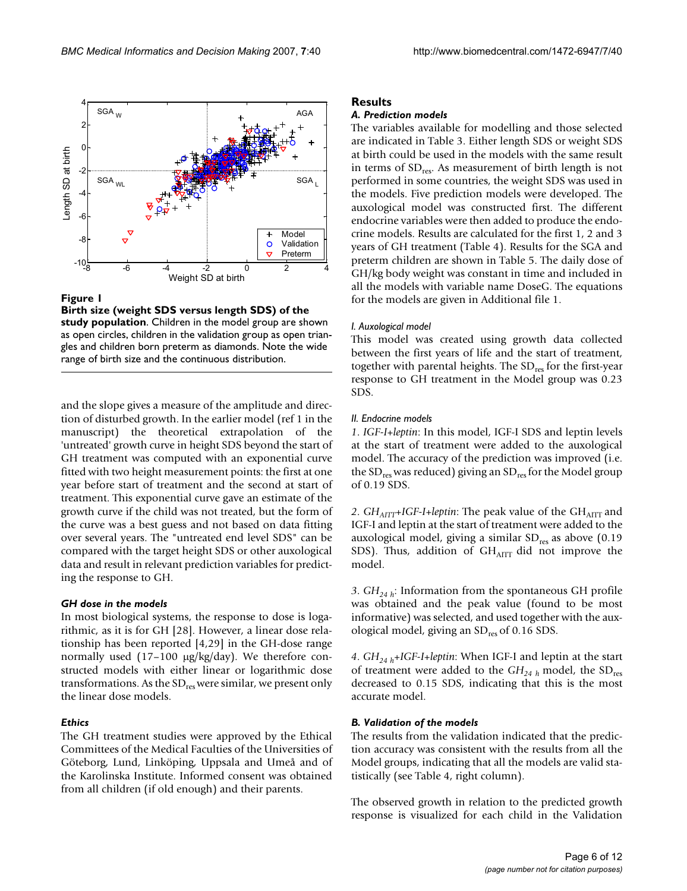**Figure 1**

**Birth size (weight SDS versus length SDS) of the study population.** Children in the model group are shown as open circles, children in the validation group as open triangles and children born preterm as diamonds. Note the wide range of birth size and the continuous distribution.

and the slope gives a measure of the amplitude and direction of disturbed growth. In the earlier model (ref 1 in the manuscript) the theoretical extrapolation of the 'untreated' growth curve in height SDS beyond the start of GH treatment was computed with an exponential curve fitted with two height measurement points: the first at one year before start of treatment and the second at start of treatment. This exponential curve gave an estimate of the growth curve if the child was not treated, but the form of the curve was a best guess and not based on data fitting over several years. The "untreated end level SDS" can be compared with the target height SDS or other auxological data and result in relevant prediction variables for predicting the response to GH.

### *GH dose in the models*

In most biological systems, the response to dose is logarithmic, as it is for GH [28]. However, a linear dose relationship has been reported [4,29] in the GH-dose range normally used (17–100 μg/kg/day). We therefore constructed models with either linear or logarithmic dose transformations. As the $SD_{res}$ were similar, we present only the linear dose models.

### *Ethics*

The GH treatment studies were approved by the Ethical Committees of the Medical Faculties of the Universities of Göteborg, Lund, Linköping, Uppsala and Umeå and of the Karolinska Institute. Informed consent was obtained from all children (if old enough) and their parents.

## Results

### *A. Prediction models*

The variables available for modelling and those selected are indicated in Table 3. Either length SDS or weight SDS at birth could be used in the models with the same result in terms of $SD_{res}$. As measurement of birth length is not performed in some countries, the weight SDS was used in the models. Five prediction models were developed. The auxological model was constructed first. The different endocrine variables were then added to produce the endocrine models. Results are calculated for the first 1, 2 and 3 years of GH treatment (Table 4). Results for the SGA and preterm children are shown in Table 5. The daily dose of GH/kg body weight was constant in time and included in all the models with variable name DoseG. The equations for the models are given in Additional file 1.

#### *I. Auxological model*

This model was created using growth data collected between the first years of life and the start of treatment, together with parental heights. The $SD_{res}$ for the first-year response to GH treatment in the Model group was 0.23 SDS.

#### *II. Endocrine models*

*1. IGF-I+leptin*: In this model, IGF-I SDS and leptin levels at the start of treatment were added to the auxological model. The accuracy of the prediction was improved (i.e. the $SD_{res}$ was reduced) giving an $SD_{res}$ for the Model group of 0.19 SDS.

*2.* $GH_{AITT}$*+IGF-I+leptin*: The peak value of the $GH_{AITT}$ and IGF-I and leptin at the start of treatment were added to the auxological model, giving a similar $SD_{res}$ as above (0.19 SDS). Thus, addition of $GH_{AITT}$ did not improve the model.

*3.* $GH_{24\ h}$: Information from the spontaneous GH profile was obtained and the peak value (found to be most informative) was selected, and used together with the auxological model, giving an $SD_{res}$ of 0.16 SDS.

*4.* $GH_{24\ h}$*+IGF-I+leptin*: When IGF-I and leptin at the start of treatment were added to the $GH_{24\ h}$ model, the $SD_{res}$ decreased to 0.15 SDS, indicating that this is the most accurate model.

### *B. Validation of the models*

The results from the validation indicated that the prediction accuracy was consistent with the results from all the Model groups, indicating that all the models are valid statistically (see Table 4, right column).

The observed growth in relation to the predicted growth response is visualized for each child in the Validation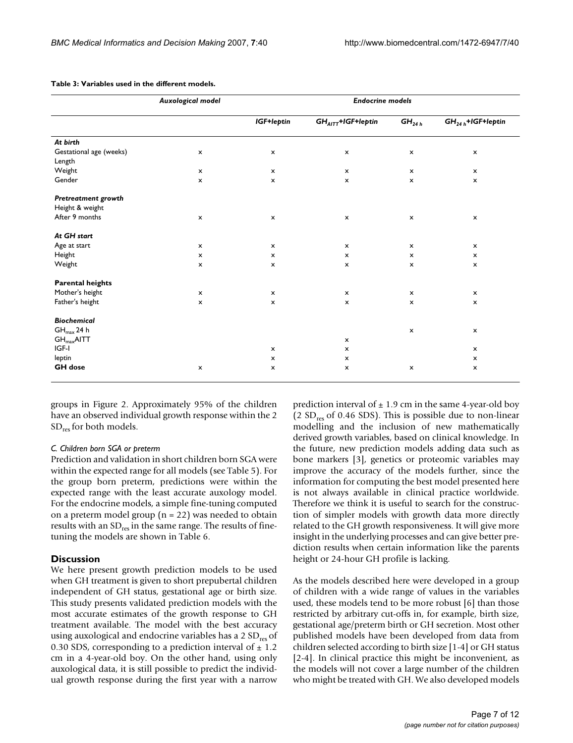**Table 3: Variables used in the different models.**

| | *Auxological model* | *Endocrine models* | | | |
|---|---|---|---|---|---|
| | | *IGF+leptin* | *$GH_{AITT}$+IGF+leptin* | *$GH_{24\,h}$* | *$GH_{24\,h}$+IGF+leptin* |
| ***At birth*** | | | | | |
| Gestational age (weeks) | x | x | x | x | x |
| Length | | | | | |
| Weight | x | x | x | x | x |
| Gender | x | x | x | x | x |
| ***Pretreatment growth*** | | | | | |
| Height & weight | | | | | |
| After 9 months | x | x | x | x | x |
| ***At GH start*** | | | | | |
| Age at start | x | x | x | x | x |
| Height | x | x | x | x | x |
| Weight | x | x | x | x | x |
| **Parental heights** | | | | | |
| Mother's height | x | x | x | x | x |
| Father's height | x | x | x | x | x |
| ***Biochemical*** | | | | | |
| $GH_{max}$ 24 h | | | | x | x |
| $GH_{max}$AITT | | | x | | |
| IGF-I | | x | x | | x |
| leptin | | x | x | | x |
| **GH dose** | x | x | x | x | x |

groups in Figure 2. Approximately 95% of the children have an observed individual growth response within the 2 $SD_{res}$ for both models.

#### *C. Children born SGA or preterm*

Prediction and validation in short children born SGA were within the expected range for all models (see Table 5). For the group born preterm, predictions were within the expected range with the least accurate auxology model. For the endocrine models, a simple fine-tuning computed on a preterm model group (n = 22) was needed to obtain results with an $SD_{res}$ in the same range. The results of fine-tuning the models are shown in Table 6.

## Discussion

We here present growth prediction models to be used when GH treatment is given to short prepubertal children independent of GH status, gestational age or birth size. This study presents validated prediction models with the most accurate estimates of the growth response to GH treatment available. The model with the best accuracy using auxological and endocrine variables has a 2 $SD_{res}$ of 0.30 SDS, corresponding to a prediction interval of ± 1.2 cm in a 4-year-old boy. On the other hand, using only auxological data, it is still possible to predict the individual growth response during the first year with a narrow prediction interval of ± 1.9 cm in the same 4-year-old boy (2 $SD_{res}$ of 0.46 SDS). This is possible due to non-linear modelling and the inclusion of new mathematically derived growth variables, based on clinical knowledge. In the future, new prediction models adding data such as bone markers [3], genetics or proteomic variables may improve the accuracy of the models further, since the information for computing the best model presented here is not always available in clinical practice worldwide. Therefore we think it is useful to search for the construction of simpler models with growth data more directly related to the GH growth responsiveness. It will give more insight in the underlying processes and can give better prediction results when certain information like the parents height or 24-hour GH profile is lacking.

As the models described here were developed in a group of children with a wide range of values in the variables used, these models tend to be more robust [6] than those restricted by arbitrary cut-offs in, for example, birth size, gestational age/preterm birth or GH secretion. Most other published models have been developed from data from children selected according to birth size [1-4] or GH status [2-4]. In clinical practice this might be inconvenient, as the models will not cover a large number of the children who might be treated with GH. We also developed models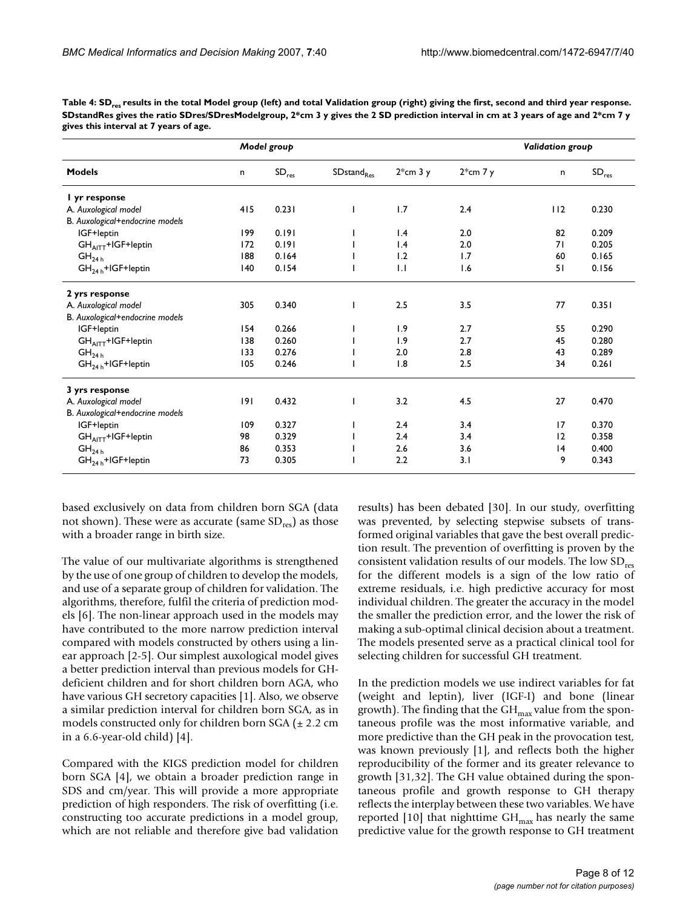**Table 4: $SD_{res}$ results in the total Model group (left) and total Validation group (right) giving the first, second and third year response. SDstandRes gives the ratio SDres/SDresModelgroup, 2*cm 3 y gives the 2 SD prediction interval in cm at 3 years of age and 2*cm 7 y gives this interval at 7 years of age.**

| | *Model group* | | | | | *Validation group* | |
|---|---|---|---|---|---|---|---|
| **Models** | n | $SD_{res}$ | $SDstand_{Res}$ | 2*cm 3 y | 2*cm 7 y | n | $SD_{res}$ |
| **1 yr response** | | | | | | | |
| A. *Auxological model* | 415 | 0.231 | 1 | 1.7 | 2.4 | 112 | 0.230 |
| B. *Auxological+endocrine models* | | | | | | | |
| IGF+leptin | 199 | 0.191 | 1 | 1.4 | 2.0 | 82 | 0.209 |
| $GH_{AITT}$+IGF+leptin | 172 | 0.191 | 1 | 1.4 | 2.0 | 71 | 0.205 |
| $GH_{24\,h}$ | 188 | 0.164 | 1 | 1.2 | 1.7 | 60 | 0.165 |
| $GH_{24\,h}$+IGF+leptin | 140 | 0.154 | 1 | 1.1 | 1.6 | 51 | 0.156 |
| **2 yrs response** | | | | | | | |
| A. *Auxological model* | 305 | 0.340 | 1 | 2.5 | 3.5 | 77 | 0.351 |
| B. *Auxological+endocrine models* | | | | | | | |
| IGF+leptin | 154 | 0.266 | 1 | 1.9 | 2.7 | 55 | 0.290 |
| $GH_{AITT}$+IGF+leptin | 138 | 0.260 | 1 | 1.9 | 2.7 | 45 | 0.280 |
| $GH_{24\,h}$ | 133 | 0.276 | 1 | 2.0 | 2.8 | 43 | 0.289 |
| $GH_{24\,h}$+IGF+leptin | 105 | 0.246 | 1 | 1.8 | 2.5 | 34 | 0.261 |
| **3 yrs response** | | | | | | | |
| A. *Auxological model* | 191 | 0.432 | 1 | 3.2 | 4.5 | 27 | 0.470 |
| B. *Auxological+endocrine models* | | | | | | | |
| IGF+leptin | 109 | 0.327 | 1 | 2.4 | 3.4 | 17 | 0.370 |
| $GH_{AITT}$+IGF+leptin | 98 | 0.329 | 1 | 2.4 | 3.4 | 12 | 0.358 |
| $GH_{24\,h}$ | 86 | 0.353 | 1 | 2.6 | 3.6 | 14 | 0.400 |
| $GH_{24\,h}$+IGF+leptin | 73 | 0.305 | 1 | 2.2 | 3.1 | 9 | 0.343 |

based exclusively on data from children born SGA (data not shown). These were as accurate (same $SD_{res}$) as those with a broader range in birth size.

The value of our multivariate algorithms is strengthened by the use of one group of children to develop the models, and use of a separate group of children for validation. The algorithms, therefore, fulfil the criteria of prediction models [6]. The non-linear approach used in the models may have contributed to the more narrow prediction interval compared with models constructed by others using a linear approach [2-5]. Our simplest auxological model gives a better prediction interval than previous models for GH-deficient children and for short children born AGA, who have various GH secretory capacities [1]. Also, we observe a similar prediction interval for children born SGA, as in models constructed only for children born SGA (± 2.2 cm in a 6.6-year-old child) [4].

Compared with the KIGS prediction model for children born SGA [4], we obtain a broader prediction range in SDS and cm/year. This will provide a more appropriate prediction of high responders. The risk of overfitting (i.e. constructing too accurate predictions in a model group, which are not reliable and therefore give bad validation results) has been debated [30]. In our study, overfitting was prevented, by selecting stepwise subsets of transformed original variables that gave the best overall prediction result. The prevention of overfitting is proven by the consistent validation results of our models. The low $SD_{res}$ for the different models is a sign of the low ratio of extreme residuals, i.e. high predictive accuracy for most individual children. The greater the accuracy in the model the smaller the prediction error, and the lower the risk of making a sub-optimal clinical decision about a treatment. The models presented serve as a practical clinical tool for selecting children for successful GH treatment.

In the prediction models we use indirect variables for fat (weight and leptin), liver (IGF-I) and bone (linear growth). The finding that the $GH_{max}$ value from the spontaneous profile was the most informative variable, and more predictive than the GH peak in the provocation test, was known previously [1], and reflects both the higher reproducibility of the former and its greater relevance to growth [31,32]. The GH value obtained during the spontaneous profile and growth response to GH therapy reflects the interplay between these two variables. We have reported [10] that nighttime $GH_{max}$ has nearly the same predictive value for the growth response to GH treatment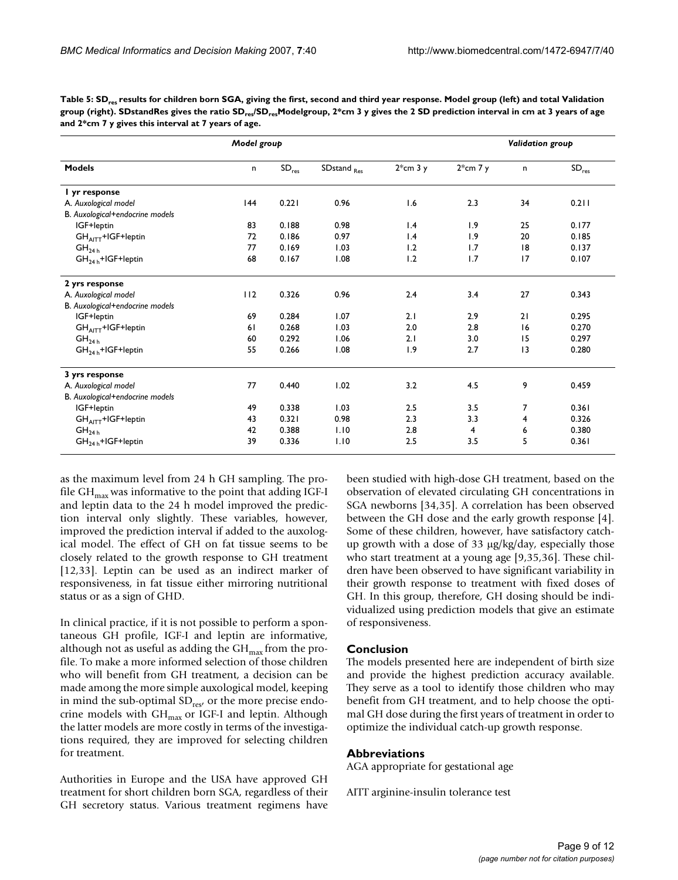**Table 5: $SD_{res}$ results for children born SGA, giving the first, second and third year response. Model group (left) and total Validation group (right). SDstandRes gives the ratio $SD_{res}/SD_{res}$Modelgroup, 2*cm 3 y gives the 2 SD prediction interval in cm at 3 years of age and 2*cm 7 y gives this interval at 7 years of age.**

| | *Model group* | | | | | *Validation group* | |
|---|---|---|---|---|---|---|---|
| **Models** | n | $SD_{res}$ | SDstand $_{Res}$ | 2*cm 3 y | 2*cm 7 y | n | $SD_{res}$ |
| **1 yr response** | | | | | | | |
| A. *Auxological model* | 144 | 0.221 | 0.96 | 1.6 | 2.3 | 34 | 0.211 |
| B. *Auxological+endocrine models* | | | | | | | |
| IGF+leptin | 83 | 0.188 | 0.98 | 1.4 | 1.9 | 25 | 0.177 |
| $GH_{AITT}$+IGF+leptin | 72 | 0.186 | 0.97 | 1.4 | 1.9 | 20 | 0.185 |
| $GH_{24\,h}$ | 77 | 0.169 | 1.03 | 1.2 | 1.7 | 18 | 0.137 |
| $GH_{24\,h}$+IGF+leptin | 68 | 0.167 | 1.08 | 1.2 | 1.7 | 17 | 0.107 |
| **2 yrs response** | | | | | | | |
| A. *Auxological model* | 112 | 0.326 | 0.96 | 2.4 | 3.4 | 27 | 0.343 |
| B. *Auxological+endocrine models* | | | | | | | |
| IGF+leptin | 69 | 0.284 | 1.07 | 2.1 | 2.9 | 21 | 0.295 |
| $GH_{AITT}$+IGF+leptin | 61 | 0.268 | 1.03 | 2.0 | 2.8 | 16 | 0.270 |
| $GH_{24\,h}$ | 60 | 0.292 | 1.06 | 2.1 | 3.0 | 15 | 0.297 |
| $GH_{24\,h}$+IGF+leptin | 55 | 0.266 | 1.08 | 1.9 | 2.7 | 13 | 0.280 |
| **3 yrs response** | | | | | | | |
| A. *Auxological model* | 77 | 0.440 | 1.02 | 3.2 | 4.5 | 9 | 0.459 |
| B. *Auxological+endocrine models* | | | | | | | |
| IGF+leptin | 49 | 0.338 | 1.03 | 2.5 | 3.5 | 7 | 0.361 |
| $GH_{AITT}$+IGF+leptin | 43 | 0.321 | 0.98 | 2.3 | 3.3 | 4 | 0.326 |
| $GH_{24\,h}$ | 42 | 0.388 | 1.10 | 2.8 | 4 | 6 | 0.380 |
| $GH_{24\,h}$+IGF+leptin | 39 | 0.336 | 1.10 | 2.5 | 3.5 | 5 | 0.361 |

as the maximum level from 24 h GH sampling. The profile $GH_{max}$ was informative to the point that adding IGF-I and leptin data to the 24 h model improved the prediction interval only slightly. These variables, however, improved the prediction interval if added to the auxological model. The effect of GH on fat tissue seems to be closely related to the growth response to GH treatment [12,33]. Leptin can be used as an indirect marker of responsiveness, in fat tissue either mirroring nutritional status or as a sign of GHD.

In clinical practice, if it is not possible to perform a spontaneous GH profile, IGF-I and leptin are informative, although not as useful as adding the $GH_{max}$ from the profile. To make a more informed selection of those children who will benefit from GH treatment, a decision can be made among the more simple auxological model, keeping in mind the sub-optimal $SD_{res}$, or the more precise endocrine models with $GH_{max}$ or IGF-I and leptin. Although the latter models are more costly in terms of the investigations required, they are improved for selecting children for treatment.

Authorities in Europe and the USA have approved GH treatment for short children born SGA, regardless of their GH secretory status. Various treatment regimens have been studied with high-dose GH treatment, based on the observation of elevated circulating GH concentrations in SGA newborns [34,35]. A correlation has been observed between the GH dose and the early growth response [4]. Some of these children, however, have satisfactory catch-up growth with a dose of 33 μg/kg/day, especially those who start treatment at a young age [9,35,36]. These children have been observed to have significant variability in their growth response to treatment with fixed doses of GH. In this group, therefore, GH dosing should be individualized using prediction models that give an estimate of responsiveness.

## Conclusion

The models presented here are independent of birth size and provide the highest prediction accuracy available. They serve as a tool to identify those children who may benefit from GH treatment, and to help choose the optimal GH dose during the first years of treatment in order to optimize the individual catch-up growth response.

## Abbreviations

AGA appropriate for gestational age

AITT arginine-insulin tolerance test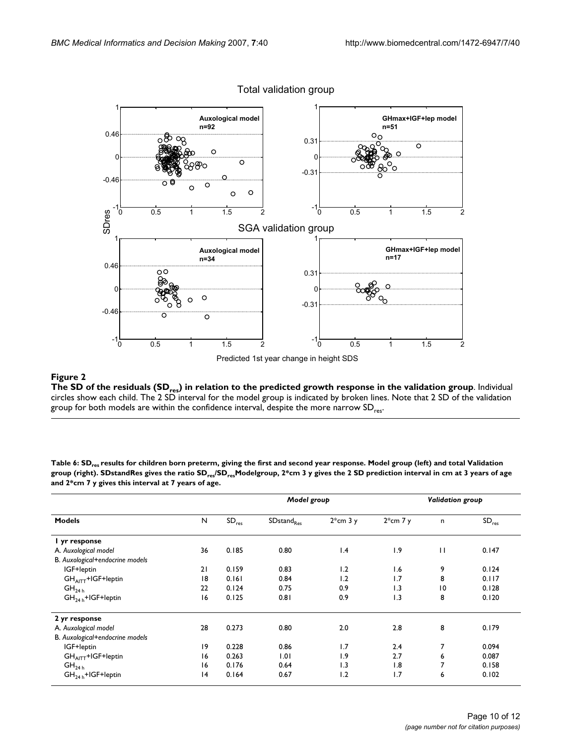**Figure 2**

**The SD of the residuals ($SD_{res}$) in relation to the predicted growth response in the validation group**. Individual circles show each child. The 2 SD interval for the model group is indicated by broken lines. Note that 2 SD of the validation group for both models are within the confidence interval, despite the more narrow $SD_{res}$.

**Table 6: $SD_{res}$ results for children born preterm, giving the first and second year response. Model group (left) and total Validation group (right). SDstandRes gives the ratio $SD_{res}$/$SD_{res}$Modelgroup, 2*cm 3 y gives the 2 SD prediction interval in cm at 3 years of age and 2*cm 7 y gives this interval at 7 years of age.**

| | *Model group* | | | | | *Validation group* | |
|---|---|---|---|---|---|---|---|
| **Models** | N | $SD_{res}$ | $SDstand_{Res}$ | 2*cm 3 y | 2*cm 7 y | n | $SD_{res}$ |
| **1 yr response** | | | | | | | |
| A. *Auxological model* | 36 | 0.185 | 0.80 | 1.4 | 1.9 | 11 | 0.147 |
| B. *Auxological+endocrine models* | | | | | | | |
| IGF+leptin | 21 | 0.159 | 0.83 | 1.2 | 1.6 | 9 | 0.124 |
| $GH_{AITT}$+IGF+leptin | 18 | 0.161 | 0.84 | 1.2 | 1.7 | 8 | 0.117 |
| $GH_{24\,h}$ | 22 | 0.124 | 0.75 | 0.9 | 1.3 | 10 | 0.128 |
| $GH_{24\,h}$+IGF+leptin | 16 | 0.125 | 0.81 | 0.9 | 1.3 | 8 | 0.120 |
| **2 yr response** | | | | | | | |
| A. *Auxological model* | 28 | 0.273 | 0.80 | 2.0 | 2.8 | 8 | 0.179 |
| B. *Auxological+endocrine models* | | | | | | | |
| IGF+leptin | 19 | 0.228 | 0.86 | 1.7 | 2.4 | 7 | 0.094 |
| $GH_{AITT}$+IGF+leptin | 16 | 0.263 | 1.01 | 1.9 | 2.7 | 6 | 0.087 |
| $GH_{24\,h}$ | 16 | 0.176 | 0.64 | 1.3 | 1.8 | 7 | 0.158 |
| $GH_{24\,h}$+IGF+leptin | 14 | 0.164 | 0.67 | 1.2 | 1.7 | 6 | 0.102 |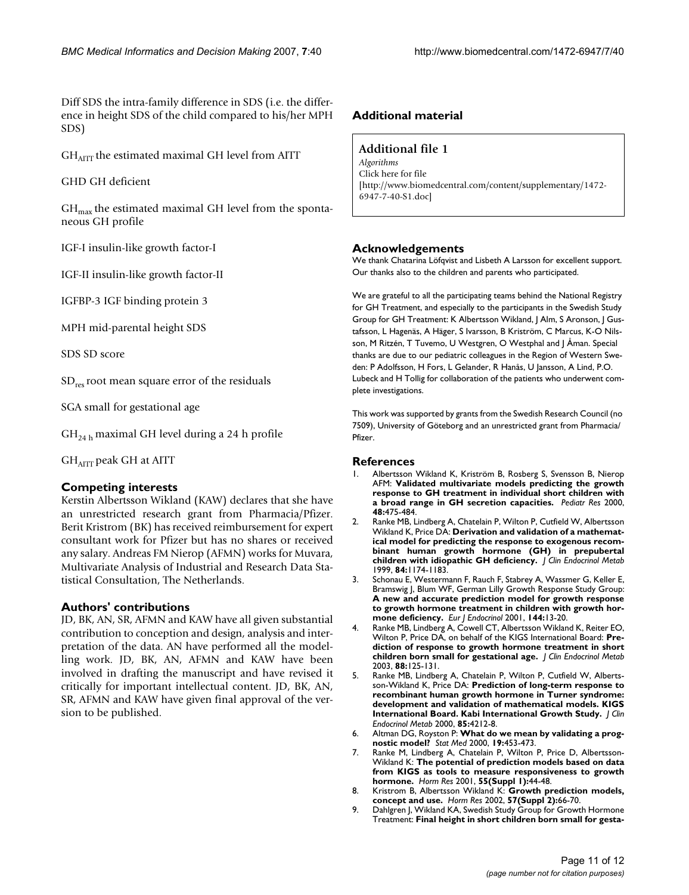Diff SDS the intra-family difference in SDS (i.e. the difference in height SDS of the child compared to his/her MPH SDS)

$GH_{AITT}$ the estimated maximal GH level from AITT

GHD GH deficient

$GH_{max}$ the estimated maximal GH level from the spontaneous GH profile

IGF-I insulin-like growth factor-I

IGF-II insulin-like growth factor-II

IGFBP-3 IGF binding protein 3

MPH mid-parental height SDS

SDS SD score

$SD_{res}$ root mean square error of the residuals

SGA small for gestational age

$GH_{24\ h}$ maximal GH level during a 24 h profile

$GH_{AITT}$ peak GH at AITT

## Competing interests

Kerstin Albertsson Wikland (KAW) declares that she have an unrestricted research grant from Pharmacia/Pfizer. Berit Kristrom (BK) has received reimbursement for expert consultant work for Pfizer but has no shares or received any salary. Andreas FM Nierop (AFMN) works for Muvara, Multivariate Analysis of Industrial and Research Data Statistical Consultation, The Netherlands.

## Authors' contributions

JD, BK, AN, SR, AFMN and KAW have all given substantial contribution to conception and design, analysis and interpretation of the data. AN have performed all the modelling work. JD, BK, AN, AFMN and KAW have been involved in drafting the manuscript and have revised it critically for important intellectual content. JD, BK, AN, SR, AFMN and KAW have given final approval of the version to be published.

## Additional material

### Additional file 1

*Algorithms*
Click here for file
[http://www.biomedcentral.com/content/supplementary/1472-6947-7-40-S1.doc]

## Acknowledgements

We thank Chatarina Löfqvist and Lisbeth A Larsson for excellent support. Our thanks also to the children and parents who participated.

We are grateful to all the participating teams behind the National Registry for GH Treatment, and especially to the participants in the Swedish Study Group for GH Treatment: K Albertsson Wikland, J Alm, S Aronson, J Gustafsson, L Hagenäs, A Häger, S Ivarsson, B Kriström, C Marcus, K-O Nilsson, M Ritzén, T Tuvemo, U Westgren, O Westphal and J Åman. Special thanks are due to our pediatric colleagues in the Region of Western Sweden: P Adolfsson, H Fors, L Gelander, R Hanås, U Jansson, A Lind, P.O. Lubeck and H Tollig for collaboration of the patients who underwent complete investigations.

This work was supported by grants from the Swedish Research Council (no 7509), University of Göteborg and an unrestricted grant from Pharmacia/Pfizer.

## References

1. Albertsson Wikland K, Kriström B, Rosberg S, Svensson B, Nierop AFM: **Validated multivariate models predicting the growth response to GH treatment in individual short children with a broad range in GH secretion capacities.** *Pediatr Res* 2000, **48:**475-484.
2. Ranke MB, Lindberg A, Chatelain P, Wilton P, Cutfield W, Albertsson Wikland K, Price DA: **Derivation and validation of a mathematical model for predicting the response to exogenous recombinant human growth hormone (GH) in prepubertal children with idiopathic GH deficiency.** *J Clin Endocrinol Metab* 1999, **84:**1174-1183.
3. Schonau E, Westermann F, Rauch F, Stabrey A, Wassmer G, Keller E, Bramswig J, Blum WF, German Lilly Growth Response Study Group: **A new and accurate prediction model for growth response to growth hormone treatment in children with growth hormone deficiency.** *Eur J Endocrinol* 2001, **144:**13-20.
4. Ranke MB, Lindberg A, Cowell CT, Albertsson Wikland K, Reiter EO, Wilton P, Price DA, on behalf of the KIGS International Board: **Prediction of response to growth hormone treatment in short children born small for gestational age.** *J Clin Endocrinol Metab* 2003, **88:**125-131.
5. Ranke MB, Lindberg A, Chatelain P, Wilton P, Cutfield W, Albertsson-Wikland K, Price DA: **Prediction of long-term response to recombinant human growth hormone in Turner syndrome: development and validation of mathematical models. KIGS International Board. Kabi International Growth Study.** *J Clin Endocrinol Metab* 2000, **85:**4212-8.
6. Altman DG, Royston P: **What do we mean by validating a prognostic model?** *Stat Med* 2000, **19:**453-473.
7. Ranke M, Lindberg A, Chatelain P, Wilton P, Price D, Albertsson-Wikland K: **The potential of prediction models based on data from KIGS as tools to measure responsiveness to growth hormone.** *Horm Res* 2001, **55(Suppl 1):**44-48.
8. Kristrom B, Albertsson Wikland K: **Growth prediction models, concept and use.** *Horm Res* 2002, **57(Suppl 2):**66-70.
9. Dahlgren J, Wikland KA, Swedish Study Group for Growth Hormone Treatment: **Final height in short children born small for gesta-**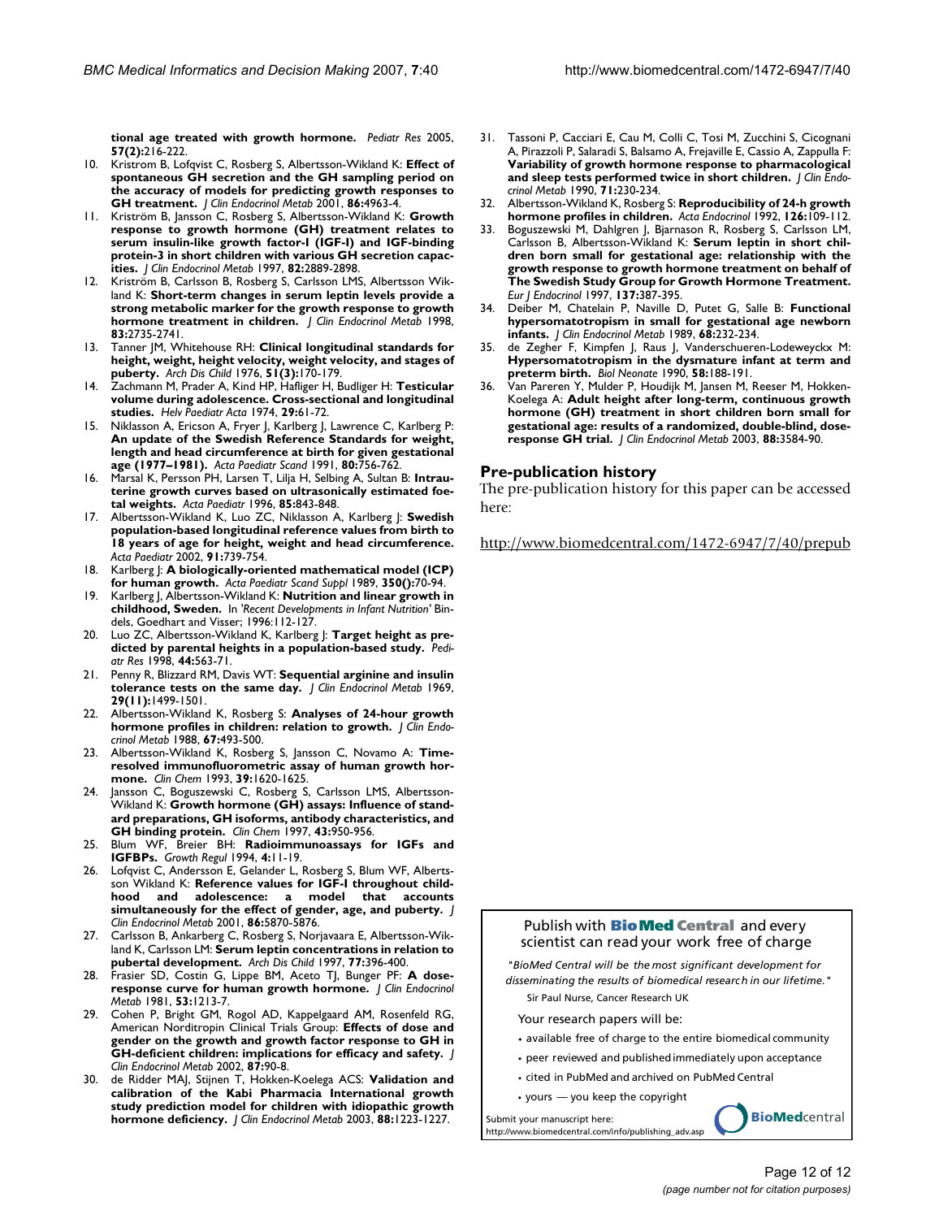**tional age treated with growth hormone.** *Pediatr Res* 2005, **57(2):**216-222.

10. Kristrom B, Lofqvist C, Rosberg S, Albertsson-Wikland K: **Effect of spontaneous GH secretion and the GH sampling period on the accuracy of models for predicting growth responses to GH treatment.** *J Clin Endocrinol Metab* 2001, **86:**4963-4.
11. Kriström B, Jansson C, Rosberg S, Albertsson-Wikland K: **Growth response to growth hormone (GH) treatment relates to serum insulin-like growth factor-I (IGF-I) and IGF-binding protein-3 in short children with various GH secretion capacities.** *J Clin Endocrinol Metab* 1997, **82:**2889-2898.
12. Kriström B, Carlsson B, Rosberg S, Carlsson LMS, Albertsson Wikland K: **Short-term changes in serum leptin levels provide a strong metabolic marker for the growth response to growth hormone treatment in children.** *J Clin Endocrinol Metab* 1998, **83:**2735-2741.
13. Tanner JM, Whitehouse RH: **Clinical longitudinal standards for height, weight, height velocity, weight velocity, and stages of puberty.** *Arch Dis Child* 1976, **51(3):**170-179.
14. Zachmann M, Prader A, Kind HP, Hafliger H, Budliger H: **Testicular volume during adolescence. Cross-sectional and longitudinal studies.** *Helv Paediatr Acta* 1974, **29:**61-72.
15. Niklasson A, Ericson A, Fryer J, Karlberg J, Lawrence C, Karlberg P: **An update of the Swedish Reference Standards for weight, length and head circumference at birth for given gestational age (1977–1981).** *Acta Paediatr Scand* 1991, **80:**756-762.
16. Marsal K, Persson PH, Larsen T, Lilja H, Selbing A, Sultan B: **Intrauterine growth curves based on ultrasonically estimated foetal weights.** *Acta Paediatr* 1996, **85:**843-848.
17. Albertsson-Wikland K, Luo ZC, Niklasson A, Karlberg J: **Swedish population-based longitudinal reference values from birth to 18 years of age for height, weight and head circumference.** *Acta Paediatr* 2002, **91:**739-754.
18. Karlberg J: **A biologically-oriented mathematical model (ICP) for human growth.** *Acta Paediatr Scand Suppl* 1989, **350():**70-94.
19. Karlberg J, Albertsson-Wikland K: **Nutrition and linear growth in childhood, Sweden.** In *'Recent Developments in Infant Nutrition'* Bindels, Goedhart and Visser; 1996:112-127.
20. Luo ZC, Albertsson-Wikland K, Karlberg J: **Target height as predicted by parental heights in a population-based study.** *Pediatr Res* 1998, **44:**563-71.
21. Penny R, Blizzard RM, Davis WT: **Sequential arginine and insulin tolerance tests on the same day.** *J Clin Endocrinol Metab* 1969, **29(11):**1499-1501.
22. Albertsson-Wikland K, Rosberg S: **Analyses of 24-hour growth hormone profiles in children: relation to growth.** *J Clin Endocrinol Metab* 1988, **67:**493-500.
23. Albertsson-Wikland K, Rosberg S, Jansson C, Novamo A: **Time-resolved immunofluorometric assay of human growth hormone.** *Clin Chem* 1993, **39:**1620-1625.
24. Jansson C, Boguszewski C, Rosberg S, Carlsson LMS, Albertsson-Wikland K: **Growth hormone (GH) assays: Influence of standard preparations, GH isoforms, antibody characteristics, and GH binding protein.** *Clin Chem* 1997, **43:**950-956.
25. Blum WF, Breier BH: **Radioimmunoassays for IGFs and IGFBPs.** *Growth Regul* 1994, **4:**11-19.
26. Lofqvist C, Andersson E, Gelander L, Rosberg S, Blum WF, Albertsson Wikland K: **Reference values for IGF-I throughout childhood and adolescence: a model that accounts simultaneously for the effect of gender, age, and puberty.** *J Clin Endocrinol Metab* 2001, **86:**5870-5876.
27. Carlsson B, Ankarberg C, Rosberg S, Norjavaara E, Albertsson-Wikland K, Carlsson LM: **Serum leptin concentrations in relation to pubertal development.** *Arch Dis Child* 1997, **77:**396-400.
28. Frasier SD, Costin G, Lippe BM, Aceto TJ, Bunger PF: **A dose-response curve for human growth hormone.** *J Clin Endocrinol Metab* 1981, **53:**1213-7.
29. Cohen P, Bright GM, Rogol AD, Kappelgaard AM, Rosenfeld RG, American Norditropin Clinical Trials Group: **Effects of dose and gender on the growth and growth factor response to GH in GH-deficient children: implications for efficacy and safety.** *J Clin Endocrinol Metab* 2002, **87:**90-8.
30. de Ridder MAJ, Stijnen T, Hokken-Koelega ACS: **Validation and calibration of the Kabi Pharmacia International growth study prediction model for children with idiopathic growth hormone deficiency.** *J Clin Endocrinol Metab* 2003, **88:**1223-1227.
31. Tassoni P, Cacciari E, Cau M, Colli C, Tosi M, Zucchini S, Cicognani A, Pirazzoli P, Salaradi S, Balsamo A, Frejaville E, Cassio A, Zappulla F: **Variability of growth hormone response to pharmacological and sleep tests performed twice in short children.** *J Clin Endocrinol Metab* 1990, **71:**230-234.
32. Albertsson-Wikland K, Rosberg S: **Reproducibility of 24-h growth hormone profiles in children.** *Acta Endocrinol* 1992, **126:**109-112.
33. Boguszewski M, Dahlgren J, Bjarnason R, Rosberg S, Carlsson LM, Carlsson B, Albertsson-Wikland K: **Serum leptin in short children born small for gestational age: relationship with the growth response to growth hormone treatment on behalf of The Swedish Study Group for Growth Hormone Treatment.** *Eur J Endocrinol* 1997, **137:**387-395.
34. Deiber M, Chatelain P, Naville D, Putet G, Salle B: **Functional hypersomatotropism in small for gestational age newborn infants.** *J Clin Endocrinol Metab* 1989, **68:**232-234.
35. de Zegher F, Kimpfen J, Raus J, Vanderschueren-Lodeweyckx M: **Hypersomatotropism in the dysmature infant at term and preterm birth.** *Biol Neonate* 1990, **58:**188-191.
36. Van Pareren Y, Mulder P, Houdijk M, Jansen M, Reeser M, Hokken-Koelega A: **Adult height after long-term, continuous growth hormone (GH) treatment in short children born small for gestational age: results of a randomized, double-blind, dose-response GH trial.** *J Clin Endocrinol Metab* 2003, **88:**3584-90.

## Pre-publication history

The pre-publication history for this paper can be accessed here:

http://www.biomedcentral.com/1472-6947/7/40/prepub

Publish with **BioMed Central** and every scientist can read your work free of charge

*"BioMed Central will be the most significant development for disseminating the results of biomedical research in our lifetime."*
Sir Paul Nurse, Cancer Research UK

Your research papers will be:

- available free of charge to the entire biomedical community
- peer reviewed and published immediately upon acceptance
- cited in PubMed and archived on PubMed Central
- yours — you keep the copyright

Submit your manuscript here:
http://www.biomedcentral.com/info/publishing_adv.asp

BioMedcentral